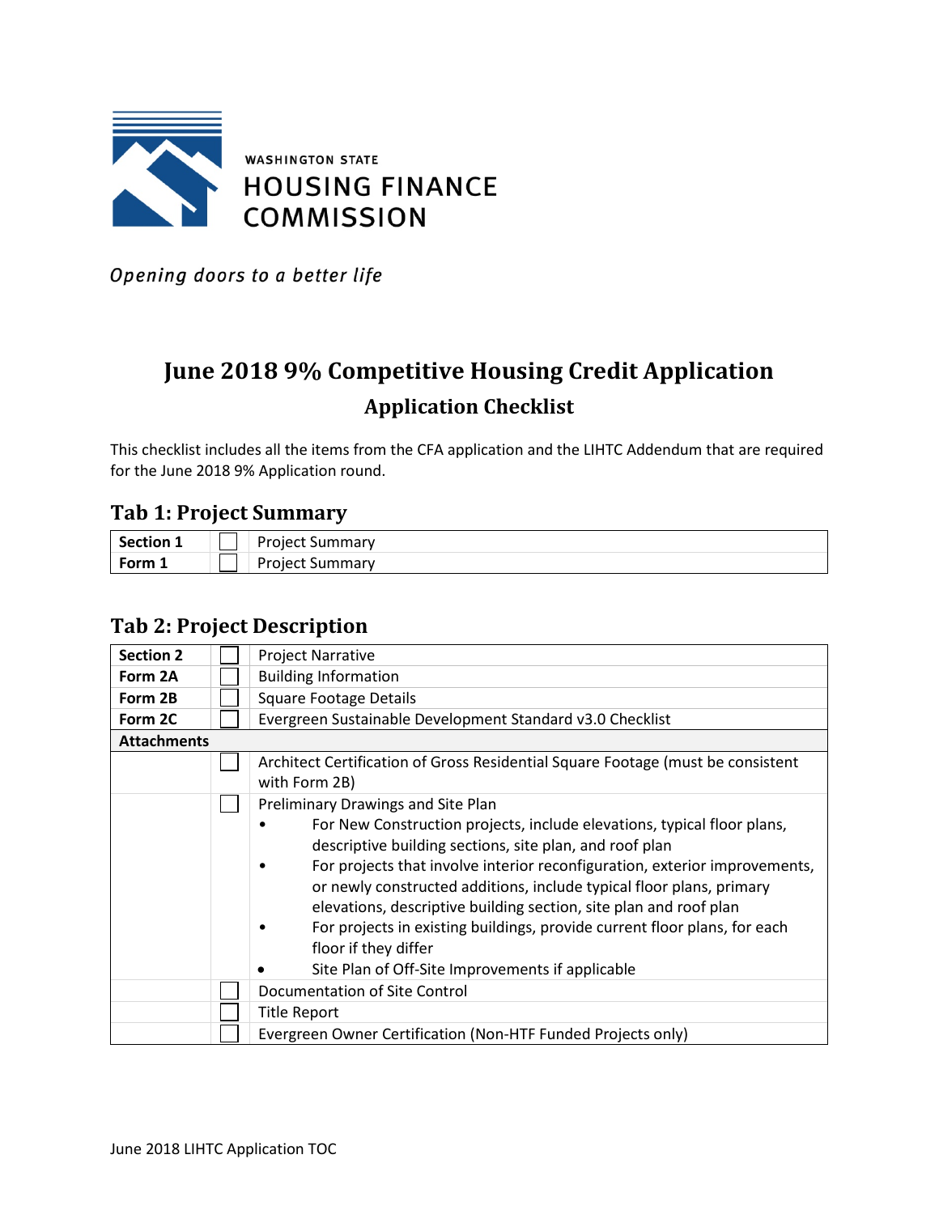WASHINGTON STATE
HOUSING FINANCE
COMMISSION

*Opening doors to a better life*

# June 2018 9% Competitive Housing Credit Application

## Application Checklist

This checklist includes all the items from the CFA application and the LIHTC Addendum that are required for the June 2018 9% Application round.

### Tab 1: Project Summary

| | | |
|---|---|---|
| **Section 1** | ☐ | Project Summary |
| **Form 1** | ☐ | Project Summary |

### Tab 2: Project Description

| | | |
|---|---|---|
| **Section 2** | ☐ | Project Narrative |
| **Form 2A** | ☐ | Building Information |
| **Form 2B** | ☐ | Square Footage Details |
| **Form 2C** | ☐ | Evergreen Sustainable Development Standard v3.0 Checklist |
| **Attachments** | | |
| | ☐ | Architect Certification of Gross Residential Square Footage (must be consistent with Form 2B) |
| | ☐ | Preliminary Drawings and Site Plan<br>• For New Construction projects, include elevations, typical floor plans, descriptive building sections, site plan, and roof plan<br>• For projects that involve interior reconfiguration, exterior improvements, or newly constructed additions, include typical floor plans, primary elevations, descriptive building section, site plan and roof plan<br>• For projects in existing buildings, provide current floor plans, for each floor if they differ<br>• Site Plan of Off-Site Improvements if applicable |
| | ☐ | Documentation of Site Control |
| | ☐ | Title Report |
| | ☐ | Evergreen Owner Certification (Non-HTF Funded Projects only) |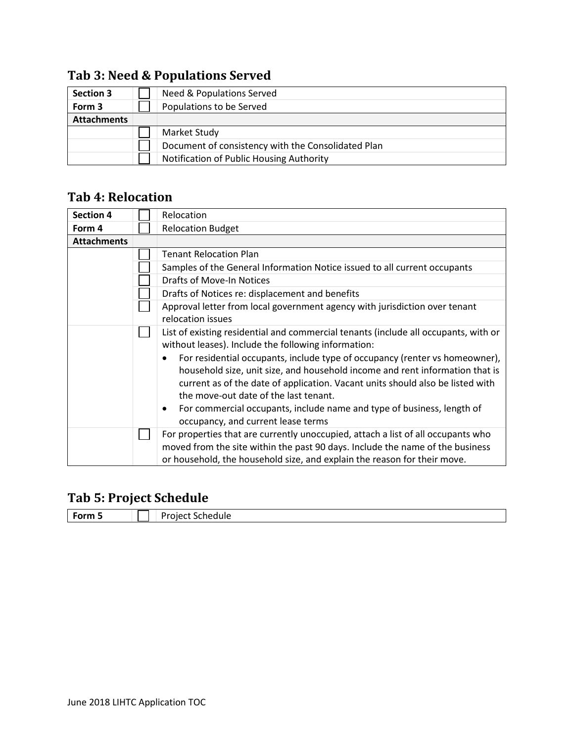## Tab 3: Need & Populations Served

| | | |
|---|---|---|
| **Section 3** | ☐ | Need & Populations Served |
| **Form 3** | ☐ | Populations to be Served |
| **Attachments** | | |
| | ☐ | Market Study |
| | ☐ | Document of consistency with the Consolidated Plan |
| | ☐ | Notification of Public Housing Authority |

## Tab 4: Relocation

| | | |
|---|---|---|
| **Section 4** | ☐ | Relocation |
| **Form 4** | ☐ | Relocation Budget |
| **Attachments** | | |
| | ☐ | Tenant Relocation Plan |
| | ☐ | Samples of the General Information Notice issued to all current occupants |
| | ☐ | Drafts of Move-In Notices |
| | ☐ | Drafts of Notices re: displacement and benefits |
| | ☐ | Approval letter from local government agency with jurisdiction over tenant relocation issues |
| | ☐ | List of existing residential and commercial tenants (include all occupants, with or without leases). Include the following information: <br>• For residential occupants, include type of occupancy (renter vs homeowner), household size, unit size, and household income and rent information that is current as of the date of application. Vacant units should also be listed with the move-out date of the last tenant. <br>• For commercial occupants, include name and type of business, length of occupancy, and current lease terms |
| | ☐ | For properties that are currently unoccupied, attach a list of all occupants who moved from the site within the past 90 days. Include the name of the business or household, the household size, and explain the reason for their move. |

## Tab 5: Project Schedule

| | | |
|---|---|---|
| **Form 5** | ☐ | Project Schedule |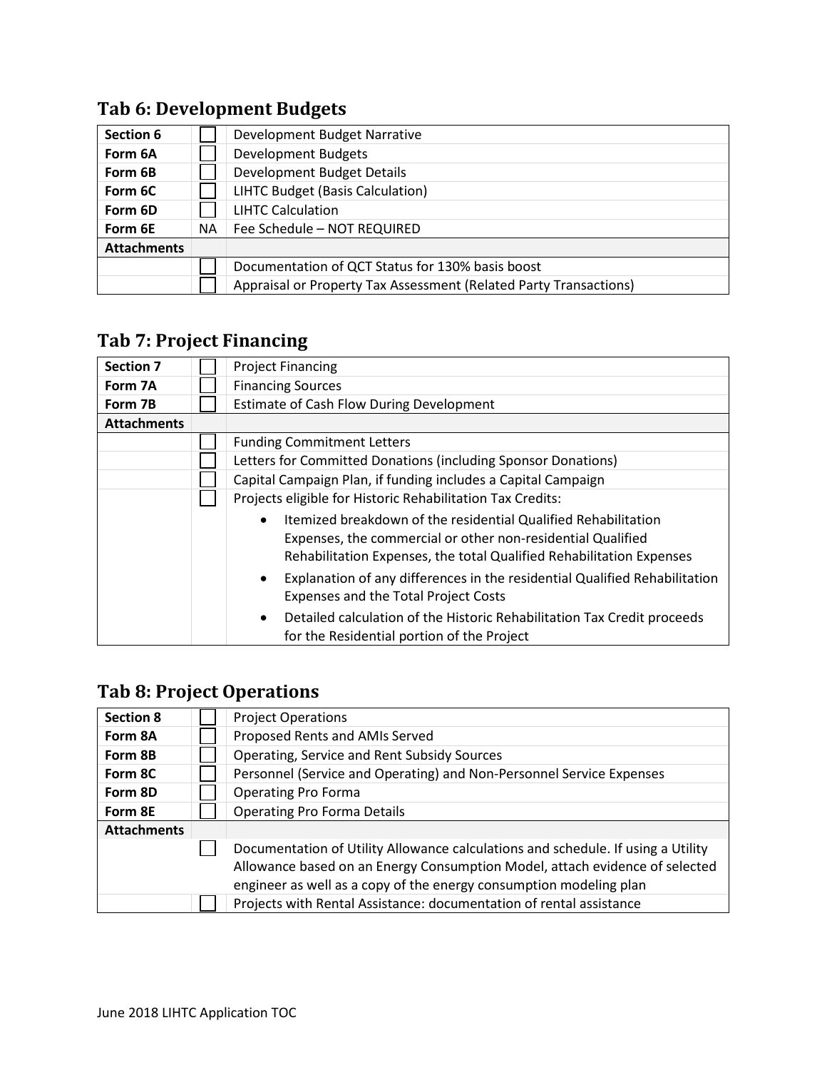## Tab 6: Development Budgets

| Section 6 | ☐ | Development Budget Narrative |
|---|---|---|
| Form 6A | ☐ | Development Budgets |
| Form 6B | ☐ | Development Budget Details |
| Form 6C | ☐ | LIHTC Budget (Basis Calculation) |
| Form 6D | ☐ | LIHTC Calculation |
| Form 6E | NA | Fee Schedule – NOT REQUIRED |
| **Attachments** | | |
| | ☐ | Documentation of QCT Status for 130% basis boost |
| | ☐ | Appraisal or Property Tax Assessment (Related Party Transactions) |

## Tab 7: Project Financing

| Section 7 | ☐ | Project Financing |
|---|---|---|
| Form 7A | ☐ | Financing Sources |
| Form 7B | ☐ | Estimate of Cash Flow During Development |
| **Attachments** | | |
| | ☐ | Funding Commitment Letters |
| | ☐ | Letters for Committed Donations (including Sponsor Donations) |
| | ☐ | Capital Campaign Plan, if funding includes a Capital Campaign |
| | ☐ | Projects eligible for Historic Rehabilitation Tax Credits:<br>• Itemized breakdown of the residential Qualified Rehabilitation Expenses, the commercial or other non-residential Qualified Rehabilitation Expenses, the total Qualified Rehabilitation Expenses<br>• Explanation of any differences in the residential Qualified Rehabilitation Expenses and the Total Project Costs<br>• Detailed calculation of the Historic Rehabilitation Tax Credit proceeds for the Residential portion of the Project |

## Tab 8: Project Operations

| Section 8 | ☐ | Project Operations |
|---|---|---|
| Form 8A | ☐ | Proposed Rents and AMIs Served |
| Form 8B | ☐ | Operating, Service and Rent Subsidy Sources |
| Form 8C | ☐ | Personnel (Service and Operating) and Non-Personnel Service Expenses |
| Form 8D | ☐ | Operating Pro Forma |
| Form 8E | ☐ | Operating Pro Forma Details |
| **Attachments** | | |
| | ☐ | Documentation of Utility Allowance calculations and schedule. If using a Utility Allowance based on an Energy Consumption Model, attach evidence of selected engineer as well as a copy of the energy consumption modeling plan |
| | ☐ | Projects with Rental Assistance: documentation of rental assistance |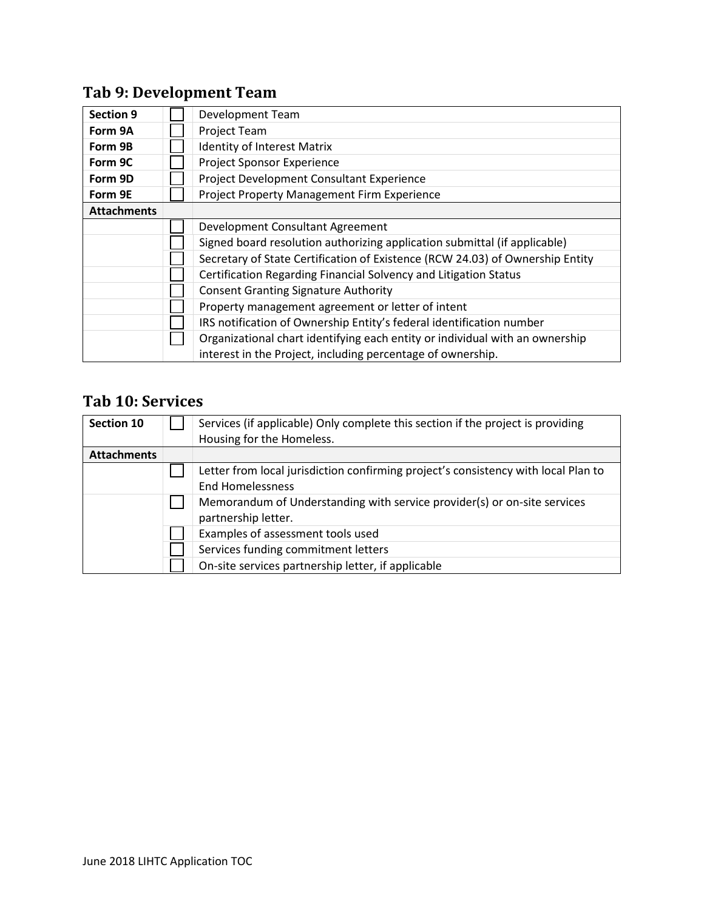## Tab 9: Development Team

| Section 9 | ☐ | Development Team |
|---|---|---|
| Form 9A | ☐ | Project Team |
| Form 9B | ☐ | Identity of Interest Matrix |
| Form 9C | ☐ | Project Sponsor Experience |
| Form 9D | ☐ | Project Development Consultant Experience |
| Form 9E | ☐ | Project Property Management Firm Experience |
| **Attachments** | | |
| | ☐ | Development Consultant Agreement |
| | ☐ | Signed board resolution authorizing application submittal (if applicable) |
| | ☐ | Secretary of State Certification of Existence (RCW 24.03) of Ownership Entity |
| | ☐ | Certification Regarding Financial Solvency and Litigation Status |
| | ☐ | Consent Granting Signature Authority |
| | ☐ | Property management agreement or letter of intent |
| | ☐ | IRS notification of Ownership Entity's federal identification number |
| | ☐ | Organizational chart identifying each entity or individual with an ownership interest in the Project, including percentage of ownership. |

## Tab 10: Services

| Section 10 | ☐ | Services (if applicable) Only complete this section if the project is providing Housing for the Homeless. |
|---|---|---|
| **Attachments** | | |
| | ☐ | Letter from local jurisdiction confirming project's consistency with local Plan to End Homelessness |
| | ☐ | Memorandum of Understanding with service provider(s) or on-site services partnership letter. |
| | ☐ | Examples of assessment tools used |
| | ☐ | Services funding commitment letters |
| | ☐ | On-site services partnership letter, if applicable |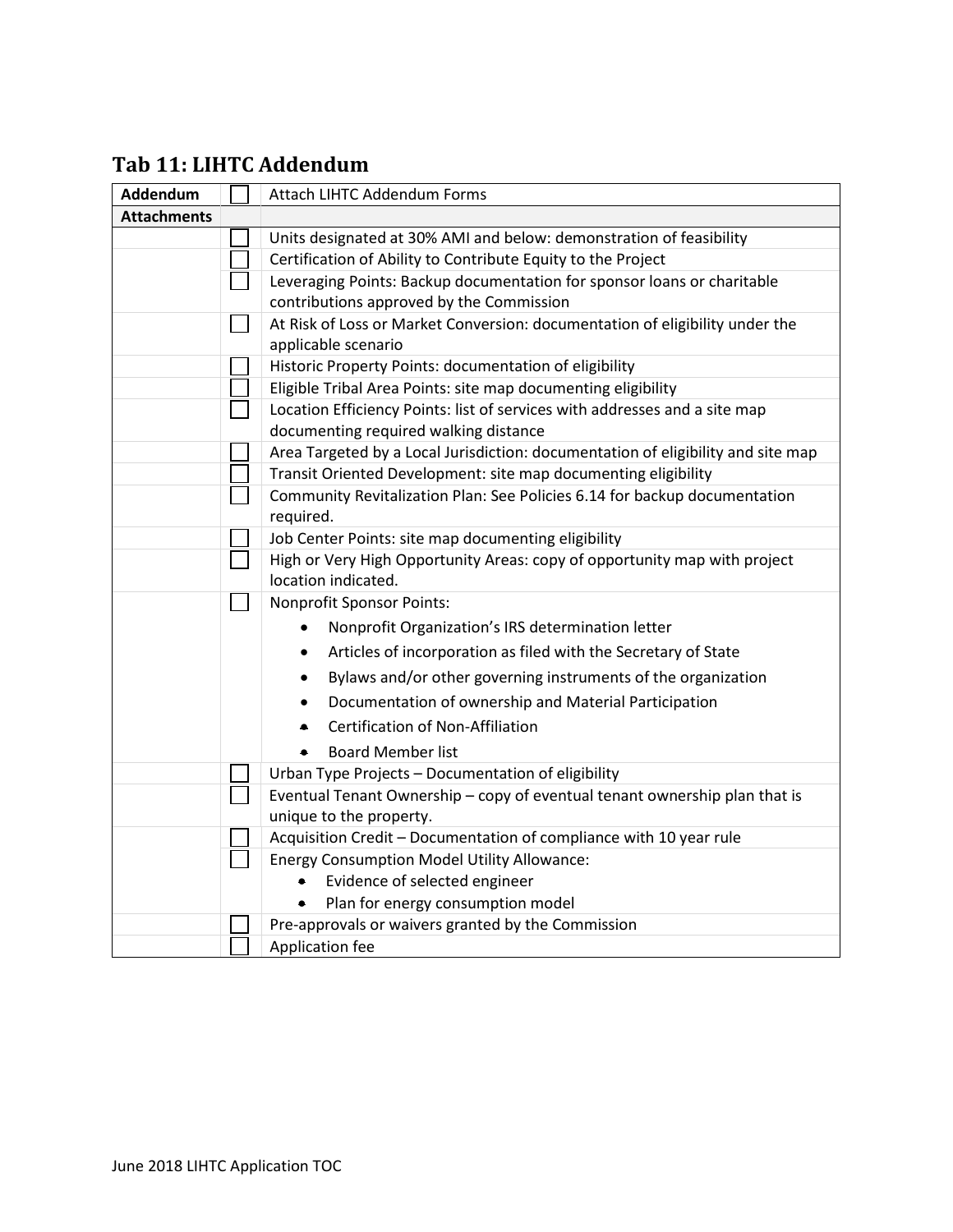## Tab 11: LIHTC Addendum

| Addendum | ☐ | Attach LIHTC Addendum Forms |
|---|---|---|
| **Attachments** | | |
| | ☐ | Units designated at 30% AMI and below: demonstration of feasibility |
| | ☐ | Certification of Ability to Contribute Equity to the Project |
| | ☐ | Leveraging Points: Backup documentation for sponsor loans or charitable contributions approved by the Commission |
| | ☐ | At Risk of Loss or Market Conversion: documentation of eligibility under the applicable scenario |
| | ☐ | Historic Property Points: documentation of eligibility |
| | ☐ | Eligible Tribal Area Points: site map documenting eligibility |
| | ☐ | Location Efficiency Points: list of services with addresses and a site map documenting required walking distance |
| | ☐ | Area Targeted by a Local Jurisdiction: documentation of eligibility and site map |
| | ☐ | Transit Oriented Development: site map documenting eligibility |
| | ☐ | Community Revitalization Plan: See Policies 6.14 for backup documentation required. |
| | ☐ | Job Center Points: site map documenting eligibility |
| | ☐ | High or Very High Opportunity Areas: copy of opportunity map with project location indicated. |
| | ☐ | Nonprofit Sponsor Points:<br>• Nonprofit Organization's IRS determination letter<br>• Articles of incorporation as filed with the Secretary of State<br>• Bylaws and/or other governing instruments of the organization<br>• Documentation of ownership and Material Participation<br>• Certification of Non-Affiliation<br>• Board Member list |
| | ☐ | Urban Type Projects – Documentation of eligibility |
| | ☐ | Eventual Tenant Ownership – copy of eventual tenant ownership plan that is unique to the property. |
| | ☐ | Acquisition Credit – Documentation of compliance with 10 year rule |
| | ☐ | Energy Consumption Model Utility Allowance:<br>• Evidence of selected engineer<br>• Plan for energy consumption model |
| | ☐ | Pre-approvals or waivers granted by the Commission |
| | ☐ | Application fee |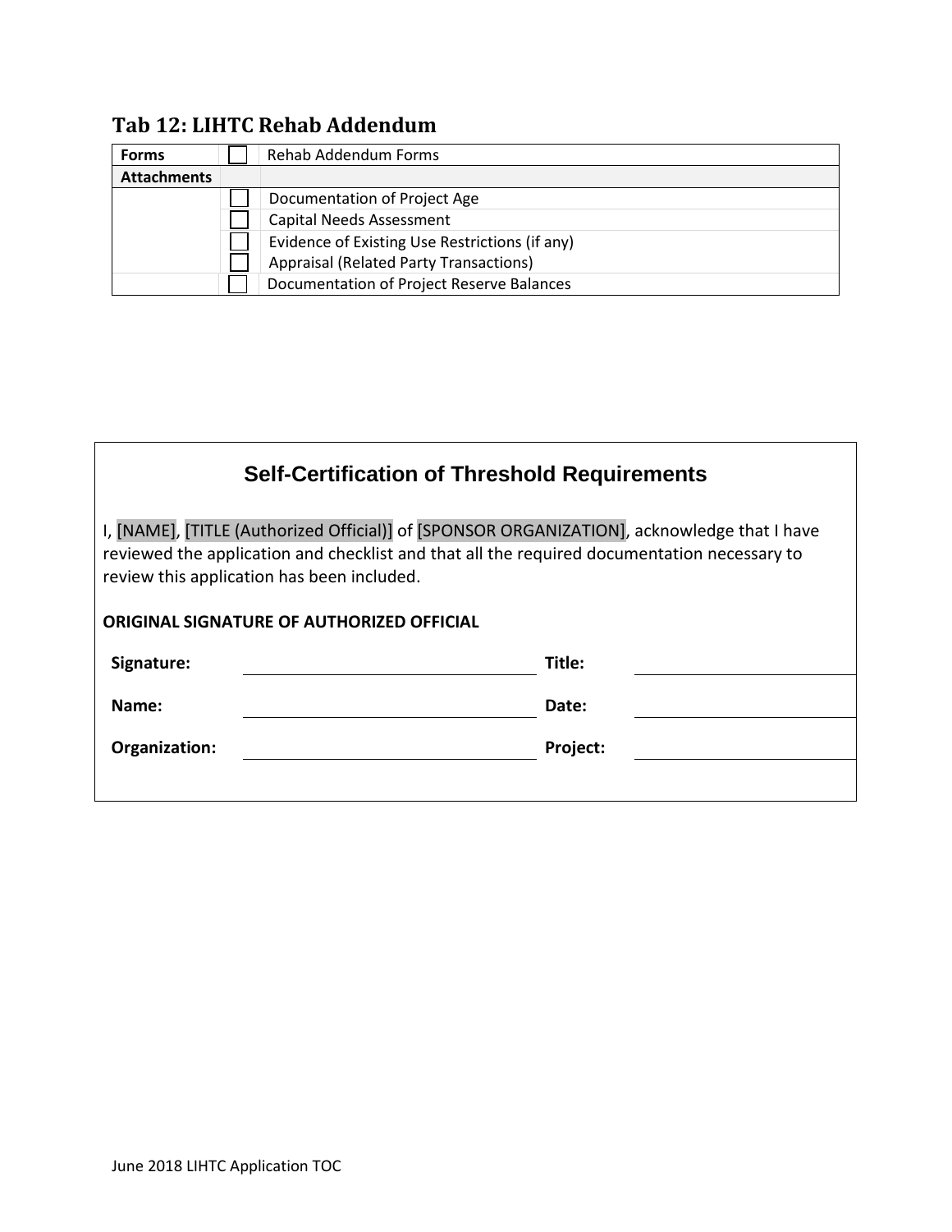## Tab 12: LIHTC Rehab Addendum

| | | |
|---|---|---|
| **Forms** | ☐ | Rehab Addendum Forms |
| **Attachments** | | |
| | ☐ | Documentation of Project Age |
| | ☐ | Capital Needs Assessment |
| | ☐ | Evidence of Existing Use Restrictions (if any) |
| | ☐ | Appraisal (Related Party Transactions) |
| | ☐ | Documentation of Project Reserve Balances |

## Self-Certification of Threshold Requirements

I, [NAME], [TITLE (Authorized Official)] of [SPONSOR ORGANIZATION], acknowledge that I have reviewed the application and checklist and that all the required documentation necessary to review this application has been included.

**ORIGINAL SIGNATURE OF AUTHORIZED OFFICIAL**

| | | | |
|---|---|---|---|
| **Signature:** | | **Title:** | |
| **Name:** | | **Date:** | |
| **Organization:** | | **Project:** | |